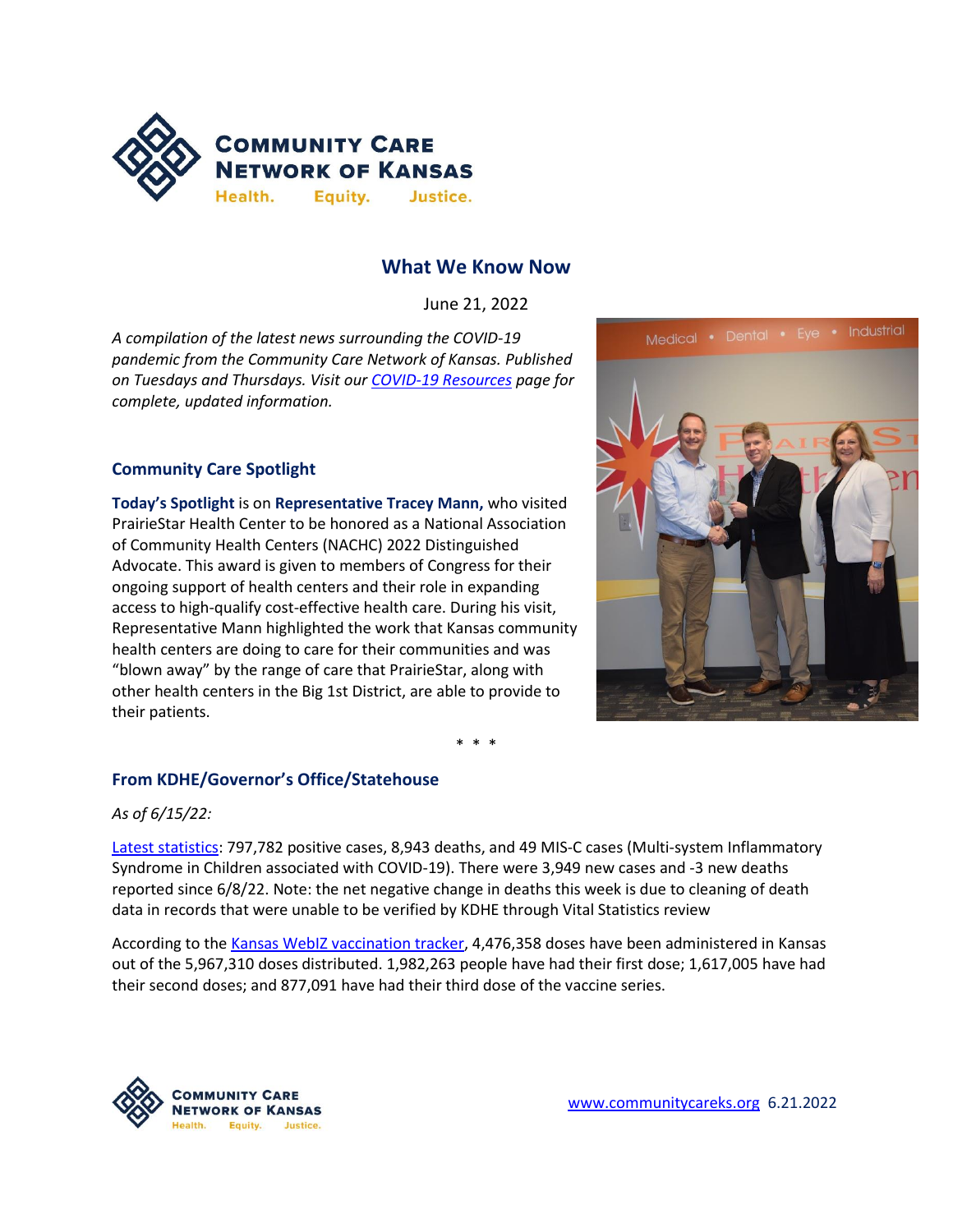# What We Know Now

June 21, 2022

*A compilation of the latest news surrounding the COVID-19 pandemic from the Community Care Network of Kansas. Published on Tuesdays and Thursdays. Visit our [COVID-19 Resources](#) page for complete, updated information.*

## Community Care Spotlight

**Today's Spotlight** is on **Representative Tracey Mann,** who visited PrairieStar Health Center to be honored as a National Association of Community Health Centers (NACHC) 2022 Distinguished Advocate. This award is given to members of Congress for their ongoing support of health centers and their role in expanding access to high-qualify cost-effective health care. During his visit, Representative Mann highlighted the work that Kansas community health centers are doing to care for their communities and was "blown away" by the range of care that PrairieStar, along with other health centers in the Big 1st District, are able to provide to their patients.

\* \* \*

## From KDHE/Governor's Office/Statehouse

*As of 6/15/22:*

Latest statistics: 797,782 positive cases, 8,943 deaths, and 49 MIS-C cases (Multi-system Inflammatory Syndrome in Children associated with COVID-19). There were 3,949 new cases and -3 new deaths reported since 6/8/22. Note: the net negative change in deaths this week is due to cleaning of death data in records that were unable to be verified by KDHE through Vital Statistics review

According to the Kansas WebIZ vaccination tracker, 4,476,358 doses have been administered in Kansas out of the 5,967,310 doses distributed. 1,982,263 people have had their first dose; 1,617,005 have had their second doses; and 877,091 have had their third dose of the vaccine series.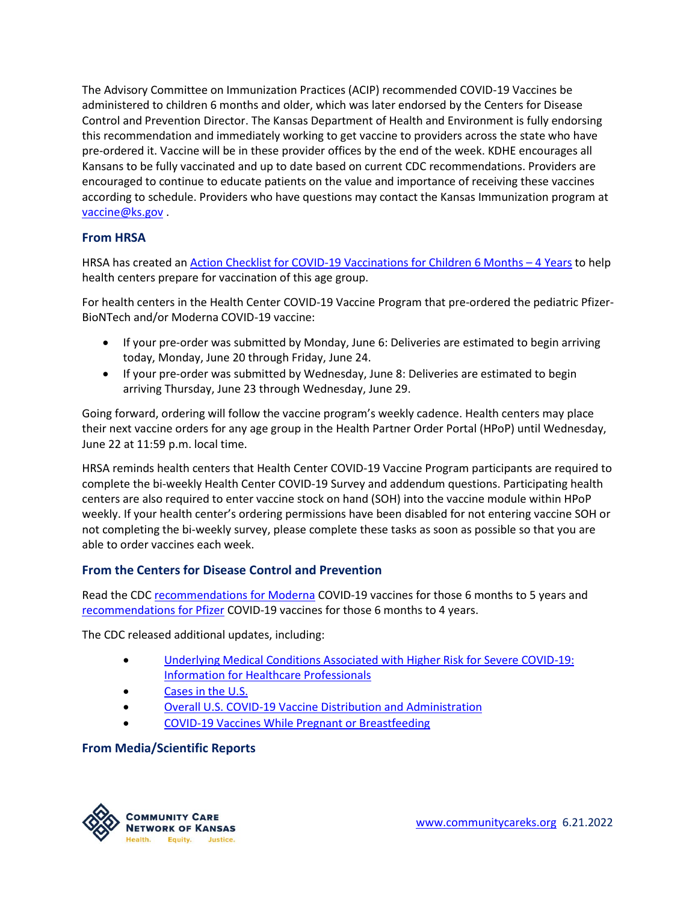The Advisory Committee on Immunization Practices (ACIP) recommended COVID-19 Vaccines be administered to children 6 months and older, which was later endorsed by the Centers for Disease Control and Prevention Director. The Kansas Department of Health and Environment is fully endorsing this recommendation and immediately working to get vaccine to providers across the state who have pre-ordered it. Vaccine will be in these provider offices by the end of the week. KDHE encourages all Kansans to be fully vaccinated and up to date based on current CDC recommendations. Providers are encouraged to continue to educate patients on the value and importance of receiving these vaccines according to schedule. Providers who have questions may contact the Kansas Immunization program at vaccine@ks.gov .

### From HRSA

HRSA has created an Action Checklist for COVID-19 Vaccinations for Children 6 Months – 4 Years to help health centers prepare for vaccination of this age group.

For health centers in the Health Center COVID-19 Vaccine Program that pre-ordered the pediatric Pfizer-BioNTech and/or Moderna COVID-19 vaccine:

- If your pre-order was submitted by Monday, June 6: Deliveries are estimated to begin arriving today, Monday, June 20 through Friday, June 24.
- If your pre-order was submitted by Wednesday, June 8: Deliveries are estimated to begin arriving Thursday, June 23 through Wednesday, June 29.

Going forward, ordering will follow the vaccine program's weekly cadence. Health centers may place their next vaccine orders for any age group in the Health Partner Order Portal (HPoP) until Wednesday, June 22 at 11:59 p.m. local time.

HRSA reminds health centers that Health Center COVID-19 Vaccine Program participants are required to complete the bi-weekly Health Center COVID-19 Survey and addendum questions. Participating health centers are also required to enter vaccine stock on hand (SOH) into the vaccine module within HPoP weekly. If your health center's ordering permissions have been disabled for not entering vaccine SOH or not completing the bi-weekly survey, please complete these tasks as soon as possible so that you are able to order vaccines each week.

### From the Centers for Disease Control and Prevention

Read the CDC recommendations for Moderna COVID-19 vaccines for those 6 months to 5 years and recommendations for Pfizer COVID-19 vaccines for those 6 months to 4 years.

The CDC released additional updates, including:

- Underlying Medical Conditions Associated with Higher Risk for Severe COVID-19: Information for Healthcare Professionals
- Cases in the U.S.
- Overall U.S. COVID-19 Vaccine Distribution and Administration
- COVID-19 Vaccines While Pregnant or Breastfeeding

### From Media/Scientific Reports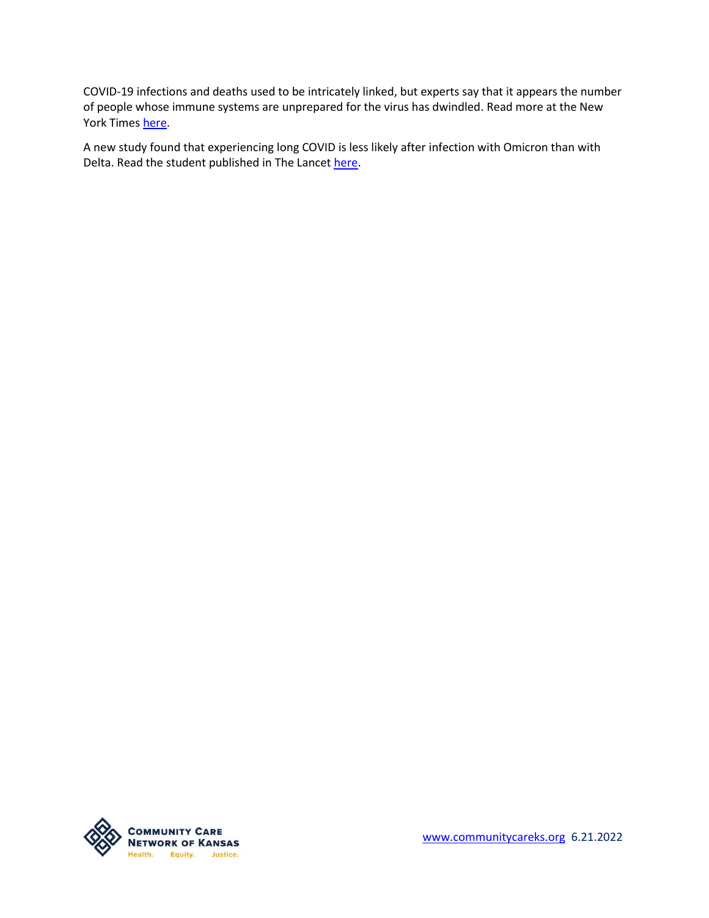COVID-19 infections and deaths used to be intricately linked, but experts say that it appears the number of people whose immune systems are unprepared for the virus has dwindled. Read more at the New York Times here.

A new study found that experiencing long COVID is less likely after infection with Omicron than with Delta. Read the student published in The Lancet here.